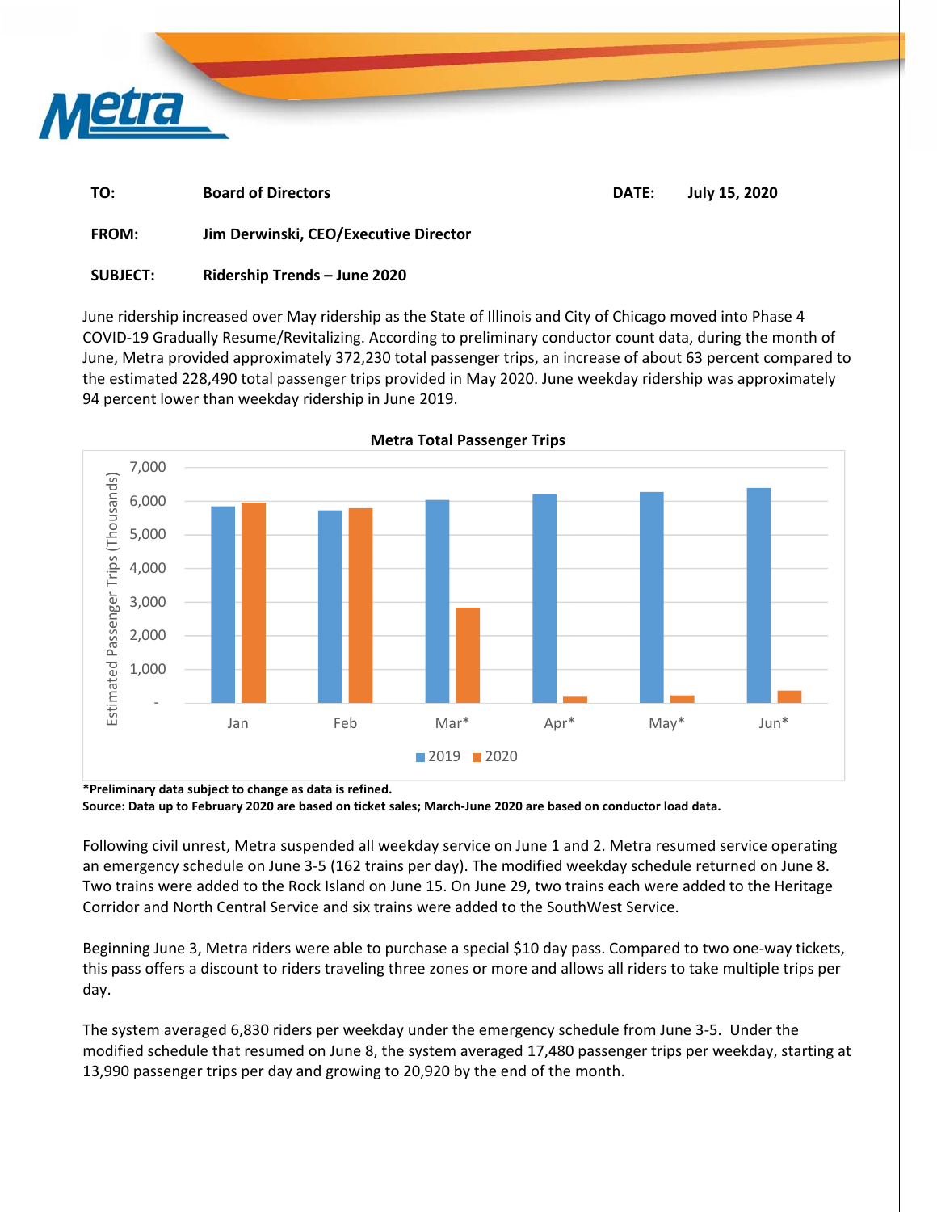Metra

| | | | |
|---|---|---|---|
| **TO:** | **Board of Directors** | **DATE:** | **July 15, 2020** |
| **FROM:** | **Jim Derwinski, CEO/Executive Director** | | |
| **SUBJECT:** | **Ridership Trends – June 2020** | | |

June ridership increased over May ridership as the State of Illinois and City of Chicago moved into Phase 4 COVID-19 Gradually Resume/Revitalizing. According to preliminary conductor count data, during the month of June, Metra provided approximately 372,230 total passenger trips, an increase of about 63 percent compared to the estimated 228,490 total passenger trips provided in May 2020. June weekday ridership was approximately 94 percent lower than weekday ridership in June 2019.

**Metra Total Passenger Trips**

Estimated Passenger Trips (Thousands)

Jan, Feb, Mar*, Apr*, May*, Jun*

2019 2020

***Preliminary data subject to change as data is refined.**
**Source: Data up to February 2020 are based on ticket sales; March-June 2020 are based on conductor load data.**

Following civil unrest, Metra suspended all weekday service on June 1 and 2. Metra resumed service operating an emergency schedule on June 3-5 (162 trains per day). The modified weekday schedule returned on June 8. Two trains were added to the Rock Island on June 15. On June 29, two trains each were added to the Heritage Corridor and North Central Service and six trains were added to the SouthWest Service.

Beginning June 3, Metra riders were able to purchase a special $10 day pass. Compared to two one-way tickets, this pass offers a discount to riders traveling three zones or more and allows all riders to take multiple trips per day.

The system averaged 6,830 riders per weekday under the emergency schedule from June 3-5. Under the modified schedule that resumed on June 8, the system averaged 17,480 passenger trips per weekday, starting at 13,990 passenger trips per day and growing to 20,920 by the end of the month.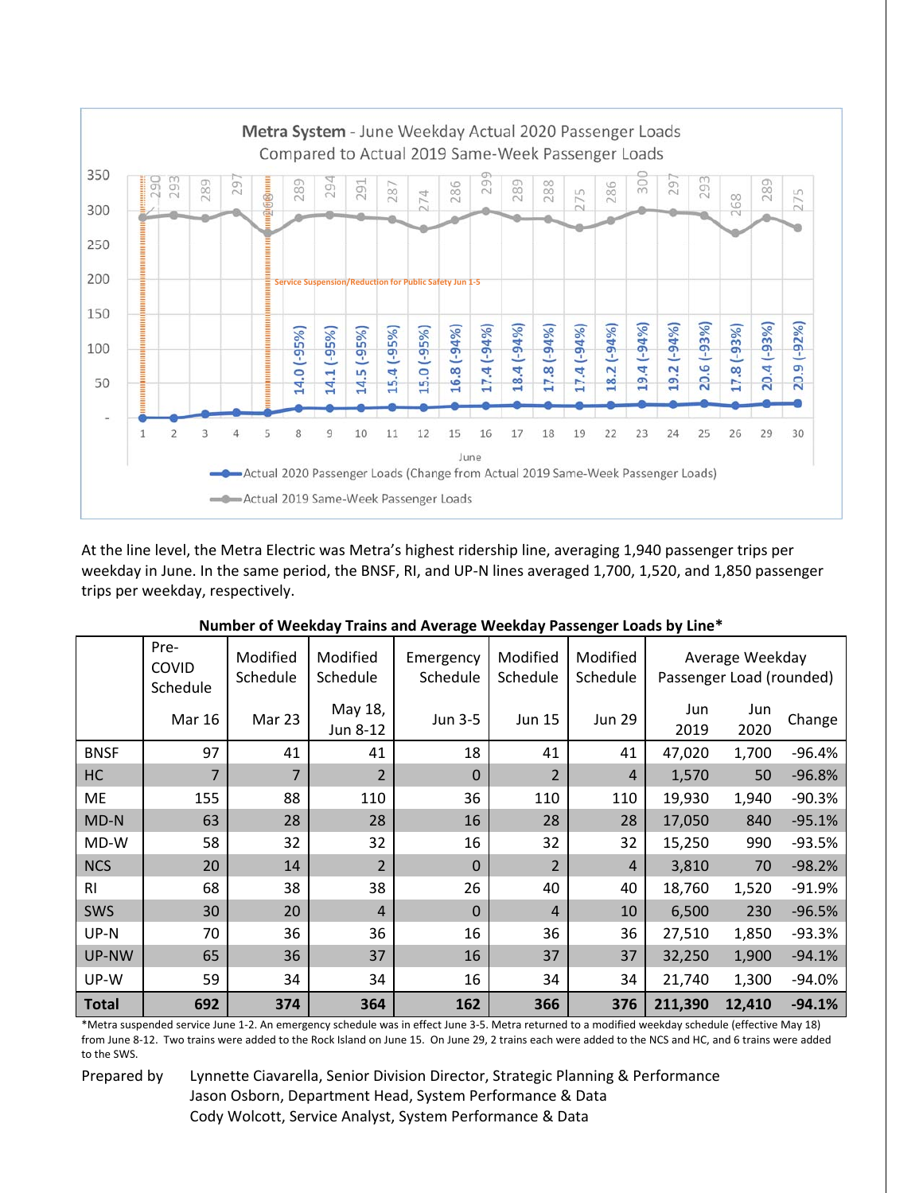**Metra System** - June Weekday Actual 2020 Passenger Loads
Compared to Actual 2019 Same-Week Passenger Loads

350
300
250
200
150
100
50
-

290 293 289 297 266 289 294 291 287 274 286 299 289 288 275 286 300 297 293 268 289 275

Service Suspension/Reduction for Public Safety Jun 1-5

14.0 (-95%) 14.1 (-95%) 14.5 (-95%) 15.4 (-95%) 15.0 (-95%) 16.8 (-94%) 17.4 (-94%) 18.4 (-94%) 17.8 (-94%) 17.4 (-94%) 18.2 (-94%) 19.4 (-94%) 19.2 (-94%) 20.6 (-93%) 17.8 (-93%) 20.4 (-93%) 20.9 (-92%)

1 2 3 4 5 8 9 10 11 12 15 16 17 18 19 22 23 24 25 26 29 30

June

Actual 2020 Passenger Loads (Change from Actual 2019 Same-Week Passenger Loads)

Actual 2019 Same-Week Passenger Loads

At the line level, the Metra Electric was Metra's highest ridership line, averaging 1,940 passenger trips per weekday in June. In the same period, the BNSF, RI, and UP-N lines averaged 1,700, 1,520, and 1,850 passenger trips per weekday, respectively.

**Number of Weekday Trains and Average Weekday Passenger Loads by Line***

| | Pre-COVID Schedule | Modified Schedule | Modified Schedule | Emergency Schedule | Modified Schedule | Modified Schedule | Average Weekday Passenger Load (rounded) | | |
|---|---|---|---|---|---|---|---|---|---|
| | Mar 16 | Mar 23 | May 18, Jun 8-12 | Jun 3-5 | Jun 15 | Jun 29 | Jun 2019 | Jun 2020 | Change |
| BNSF | 97 | 41 | 41 | 18 | 41 | 41 | 47,020 | 1,700 | -96.4% |
| HC | 7 | 7 | 2 | 0 | 2 | 4 | 1,570 | 50 | -96.8% |
| ME | 155 | 88 | 110 | 36 | 110 | 110 | 19,930 | 1,940 | -90.3% |
| MD-N | 63 | 28 | 28 | 16 | 28 | 28 | 17,050 | 840 | -95.1% |
| MD-W | 58 | 32 | 32 | 16 | 32 | 32 | 15,250 | 990 | -93.5% |
| NCS | 20 | 14 | 2 | 0 | 2 | 4 | 3,810 | 70 | -98.2% |
| RI | 68 | 38 | 38 | 26 | 40 | 40 | 18,760 | 1,520 | -91.9% |
| SWS | 30 | 20 | 4 | 0 | 4 | 10 | 6,500 | 230 | -96.5% |
| UP-N | 70 | 36 | 36 | 16 | 36 | 36 | 27,510 | 1,850 | -93.3% |
| UP-NW | 65 | 36 | 37 | 16 | 37 | 37 | 32,250 | 1,900 | -94.1% |
| UP-W | 59 | 34 | 34 | 16 | 34 | 34 | 21,740 | 1,300 | -94.0% |
| **Total** | **692** | **374** | **364** | **162** | **366** | **376** | **211,390** | **12,410** | **-94.1%** |

*Metra suspended service June 1-2. An emergency schedule was in effect June 3-5. Metra returned to a modified weekday schedule (effective May 18) from June 8-12. Two trains were added to the Rock Island on June 15. On June 29, 2 trains each were added to the NCS and HC, and 6 trains were added to the SWS.

Prepared by
Lynnette Ciavarella, Senior Division Director, Strategic Planning & Performance
Jason Osborn, Department Head, System Performance & Data
Cody Wolcott, Service Analyst, System Performance & Data